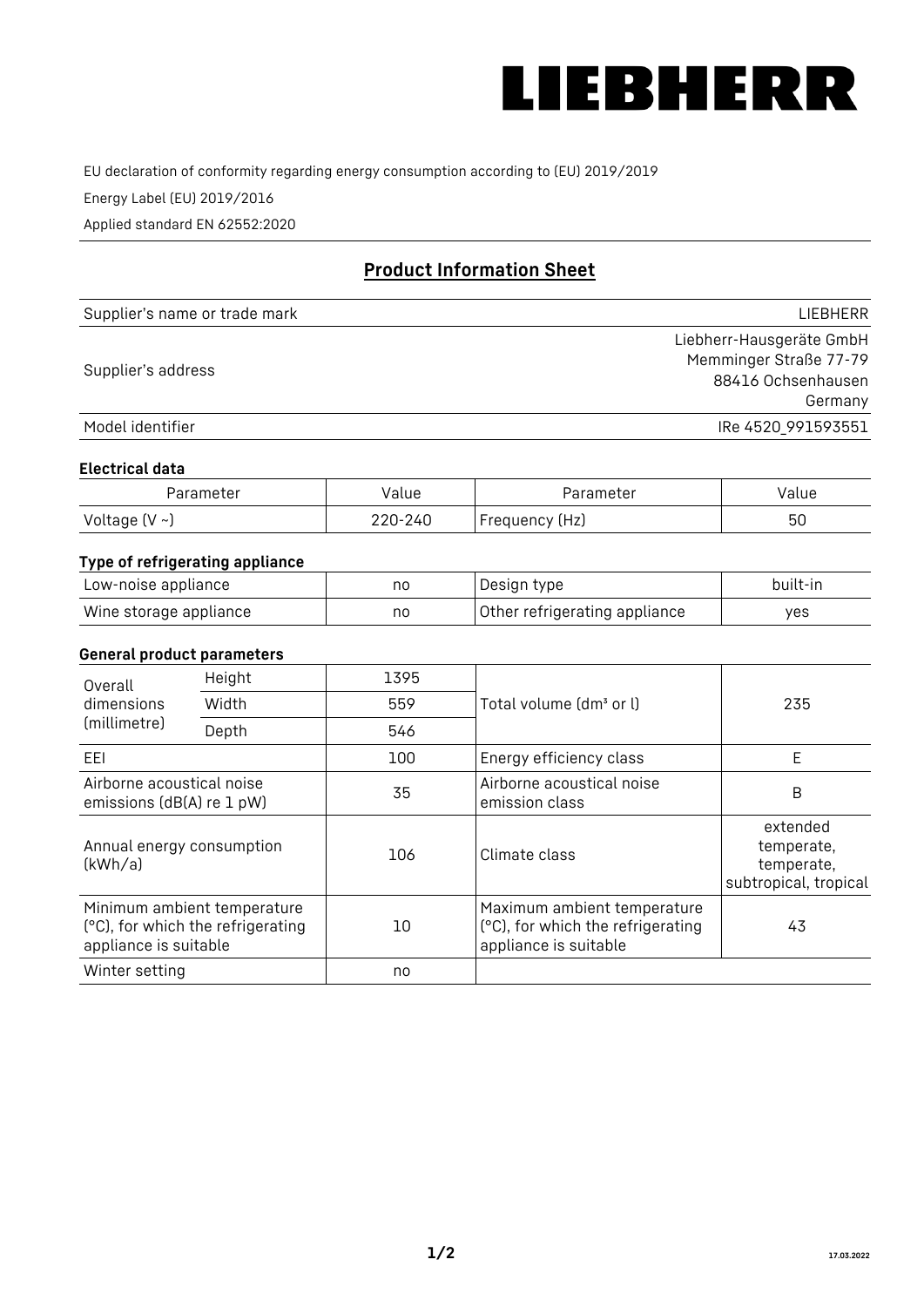# LIEBHERR

EU declaration of conformity regarding energy consumption according to (EU) 2019/2019

Energy Label (EU) 2019/2016

Applied standard EN 62552:2020

## Product Information Sheet

| | |
|---|---|
| Supplier's name or trade mark | LIEBHERR |
| Supplier's address | Liebherr-Hausgeräte GmbH<br>Memminger Straße 77-79<br>88416 Ochsenhausen<br>Germany |
| Model identifier | IRe 4520_991593551 |

### Electrical data

| Parameter | Value | Parameter | Value |
|---|---|---|---|
| Voltage (V ~) | 220-240 | Frequency (Hz) | 50 |

### Type of refrigerating appliance

| | | | |
|---|---|---|---|
| Low-noise appliance | no | Design type | built-in |
| Wine storage appliance | no | Other refrigerating appliance | yes |

### General product parameters

| | | | | |
|---|---|---|---|---|
| Overall dimensions (millimetre) | Height | 1395 | Total volume (dm³ or l) | 235 |
| | Width | 559 | | |
| | Depth | 546 | | |
| EEI | | 100 | Energy efficiency class | E |
| Airborne acoustical noise emissions (dB(A) re 1 pW) | | 35 | Airborne acoustical noise emission class | B |
| Annual energy consumption (kWh/a) | | 106 | Climate class | extended temperate, temperate, subtropical, tropical |
| Minimum ambient temperature (°C), for which the refrigerating appliance is suitable | | 10 | Maximum ambient temperature (°C), for which the refrigerating appliance is suitable | 43 |
| Winter setting | | no | | |

17.03.2022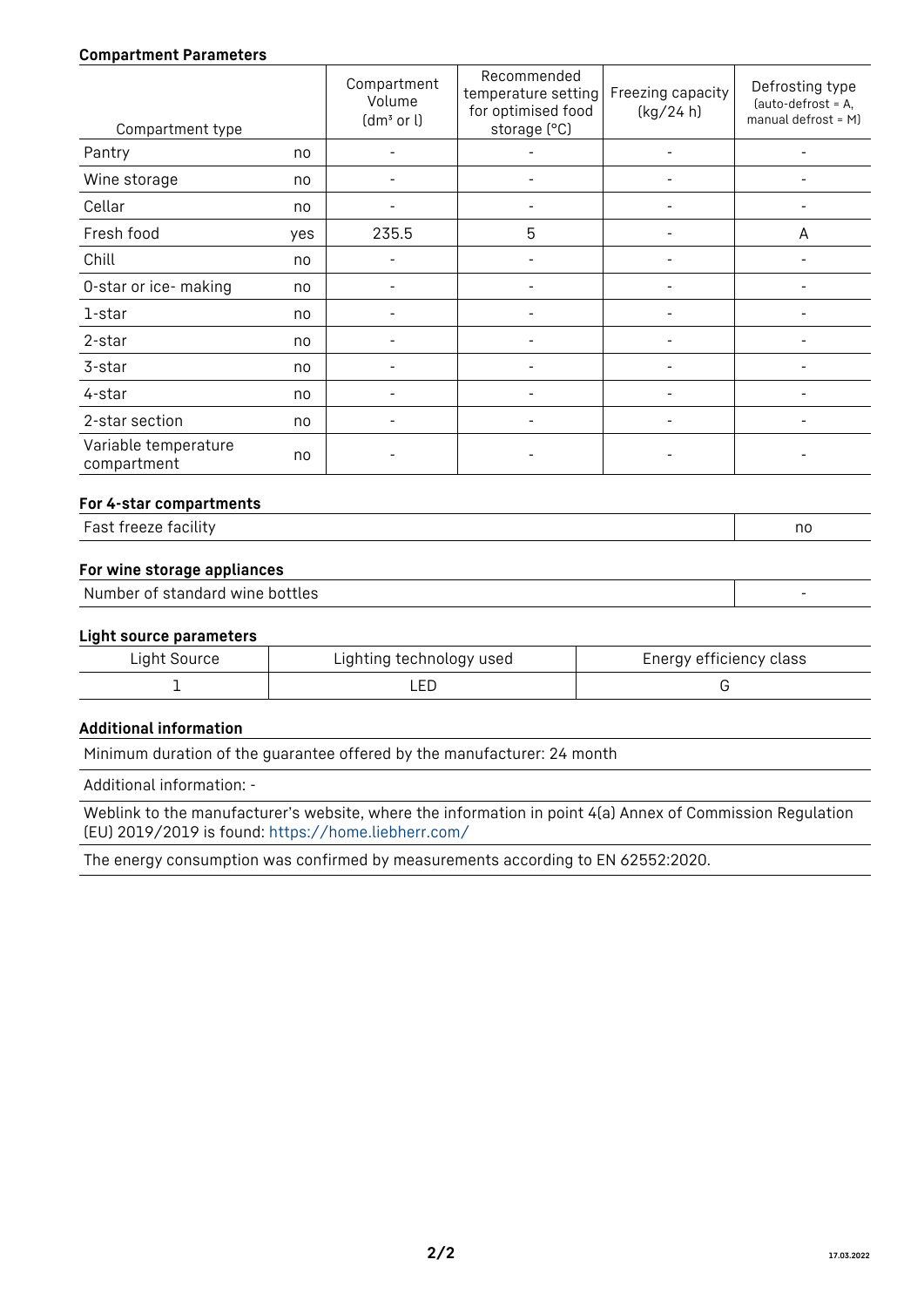**Compartment Parameters**

| Compartment type | | Compartment Volume (dm³ or l) | Recommended temperature setting for optimised food storage (°C) | Freezing capacity (kg/24 h) | Defrosting type (auto-defrost = A, manual defrost = M) |
|---|---|---|---|---|---|
| Pantry | no | - | - | - | - |
| Wine storage | no | - | - | - | - |
| Cellar | no | - | - | - | - |
| Fresh food | yes | 235.5 | 5 | - | A |
| Chill | no | - | - | - | - |
| 0-star or ice- making | no | - | - | - | - |
| 1-star | no | - | - | - | - |
| 2-star | no | - | - | - | - |
| 3-star | no | - | - | - | - |
| 4-star | no | - | - | - | - |
| 2-star section | no | - | - | - | - |
| Variable temperature compartment | no | - | - | - | - |

**For 4-star compartments**

| | |
|---|---|
| Fast freeze facility | no |

**For wine storage appliances**

| | |
|---|---|
| Number of standard wine bottles | - |

**Light source parameters**

| Light Source | Lighting technology used | Energy efficiency class |
|---|---|---|
| 1 | LED | G |

**Additional information**

Minimum duration of the guarantee offered by the manufacturer: 24 month

Additional information: -

Weblink to the manufacturer's website, where the information in point 4(a) Annex of Commission Regulation (EU) 2019/2019 is found: https://home.liebherr.com/

The energy consumption was confirmed by measurements according to EN 62552:2020.

17.03.2022